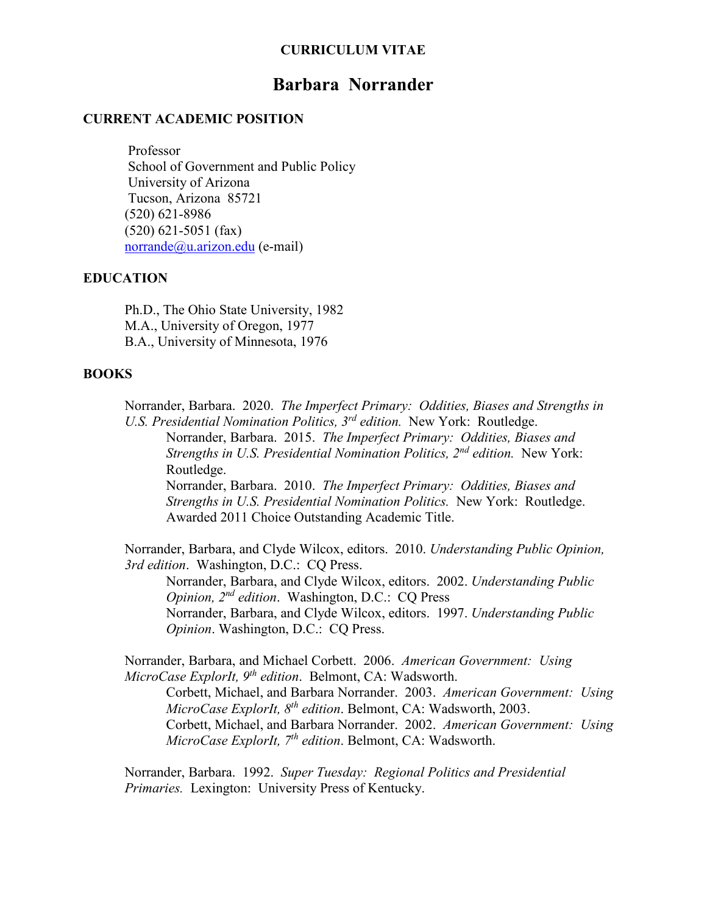# CURRICULUM VITAE

# Barbara Norrander

## CURRENT ACADEMIC POSITION

Professor
School of Government and Public Policy
University of Arizona
Tucson, Arizona 85721
(520) 621-8986
(520) 621-5051 (fax)
norrande@u.arizon.edu (e-mail)

## EDUCATION

Ph.D., The Ohio State University, 1982
M.A., University of Oregon, 1977
B.A., University of Minnesota, 1976

## BOOKS

Norrander, Barbara. 2020. *The Imperfect Primary: Oddities, Biases and Strengths in U.S. Presidential Nomination Politics, 3rd edition.* New York: Routledge.

> Norrander, Barbara. 2015. *The Imperfect Primary: Oddities, Biases and Strengths in U.S. Presidential Nomination Politics, 2nd edition.* New York: Routledge.
>
> Norrander, Barbara. 2010. *The Imperfect Primary: Oddities, Biases and Strengths in U.S. Presidential Nomination Politics.* New York: Routledge. Awarded 2011 Choice Outstanding Academic Title.

Norrander, Barbara, and Clyde Wilcox, editors. 2010. *Understanding Public Opinion, 3rd edition*. Washington, D.C.: CQ Press.

> Norrander, Barbara, and Clyde Wilcox, editors. 2002. *Understanding Public Opinion, 2nd edition*. Washington, D.C.: CQ Press
>
> Norrander, Barbara, and Clyde Wilcox, editors. 1997. *Understanding Public Opinion*. Washington, D.C.: CQ Press.

Norrander, Barbara, and Michael Corbett. 2006. *American Government: Using MicroCase ExplorIt, 9th edition*. Belmont, CA: Wadsworth.

> Corbett, Michael, and Barbara Norrander. 2003. *American Government: Using MicroCase ExplorIt, 8th edition*. Belmont, CA: Wadsworth, 2003.
>
> Corbett, Michael, and Barbara Norrander. 2002. *American Government: Using MicroCase ExplorIt, 7th edition*. Belmont, CA: Wadsworth.

Norrander, Barbara. 1992. *Super Tuesday: Regional Politics and Presidential Primaries.* Lexington: University Press of Kentucky.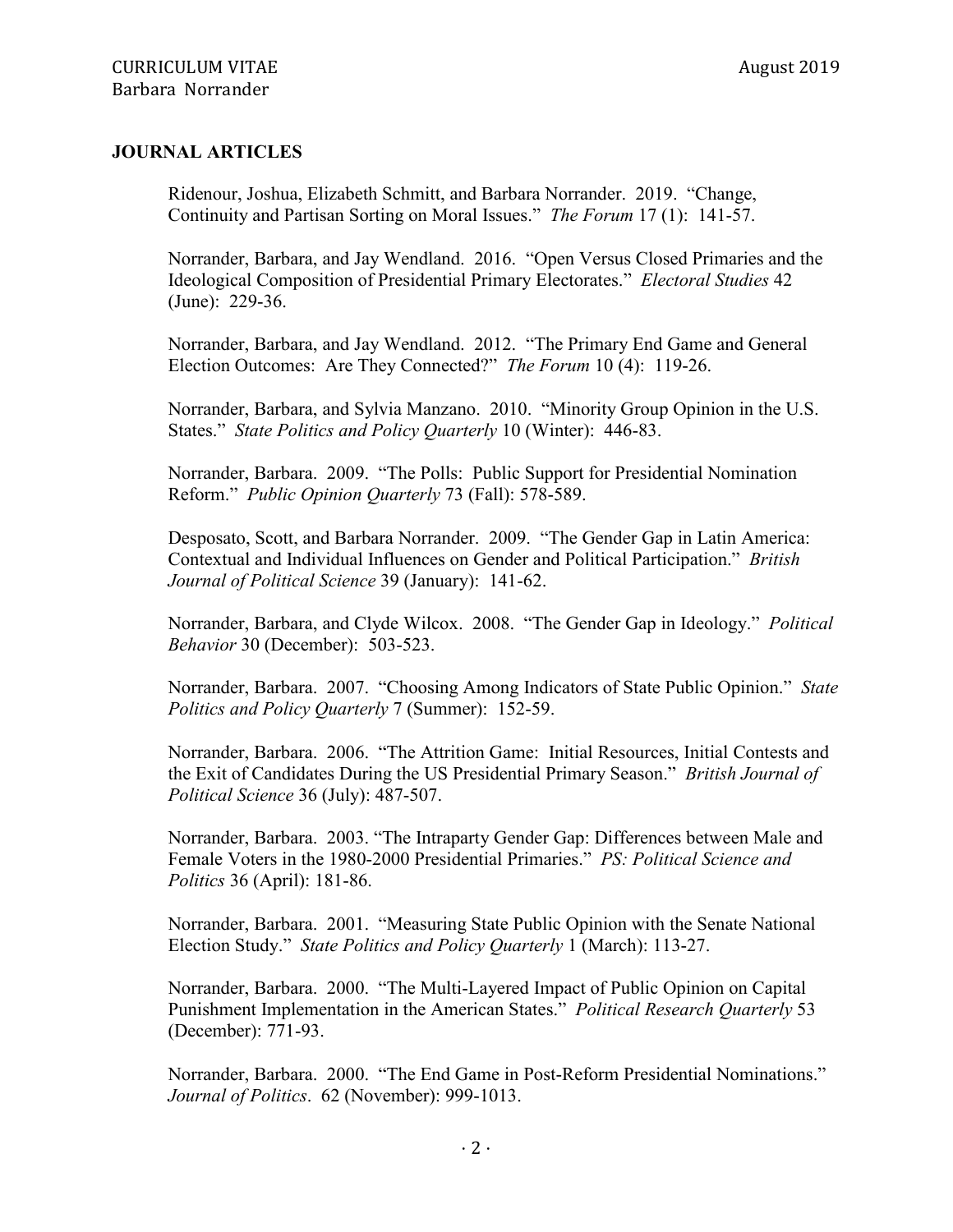## JOURNAL ARTICLES

Ridenour, Joshua, Elizabeth Schmitt, and Barbara Norrander. 2019. "Change, Continuity and Partisan Sorting on Moral Issues." *The Forum* 17 (1): 141-57.

Norrander, Barbara, and Jay Wendland. 2016. "Open Versus Closed Primaries and the Ideological Composition of Presidential Primary Electorates." *Electoral Studies* 42 (June): 229-36.

Norrander, Barbara, and Jay Wendland. 2012. "The Primary End Game and General Election Outcomes: Are They Connected?" *The Forum* 10 (4): 119-26.

Norrander, Barbara, and Sylvia Manzano. 2010. "Minority Group Opinion in the U.S. States." *State Politics and Policy Quarterly* 10 (Winter): 446-83.

Norrander, Barbara. 2009. "The Polls: Public Support for Presidential Nomination Reform." *Public Opinion Quarterly* 73 (Fall): 578-589.

Desposato, Scott, and Barbara Norrander. 2009. "The Gender Gap in Latin America: Contextual and Individual Influences on Gender and Political Participation." *British Journal of Political Science* 39 (January): 141-62.

Norrander, Barbara, and Clyde Wilcox. 2008. "The Gender Gap in Ideology." *Political Behavior* 30 (December): 503-523.

Norrander, Barbara. 2007. "Choosing Among Indicators of State Public Opinion." *State Politics and Policy Quarterly* 7 (Summer): 152-59.

Norrander, Barbara. 2006. "The Attrition Game: Initial Resources, Initial Contests and the Exit of Candidates During the US Presidential Primary Season." *British Journal of Political Science* 36 (July): 487-507.

Norrander, Barbara. 2003. "The Intraparty Gender Gap: Differences between Male and Female Voters in the 1980-2000 Presidential Primaries." *PS: Political Science and Politics* 36 (April): 181-86.

Norrander, Barbara. 2001. "Measuring State Public Opinion with the Senate National Election Study." *State Politics and Policy Quarterly* 1 (March): 113-27.

Norrander, Barbara. 2000. "The Multi-Layered Impact of Public Opinion on Capital Punishment Implementation in the American States." *Political Research Quarterly* 53 (December): 771-93.

Norrander, Barbara. 2000. "The End Game in Post-Reform Presidential Nominations." *Journal of Politics*. 62 (November): 999-1013.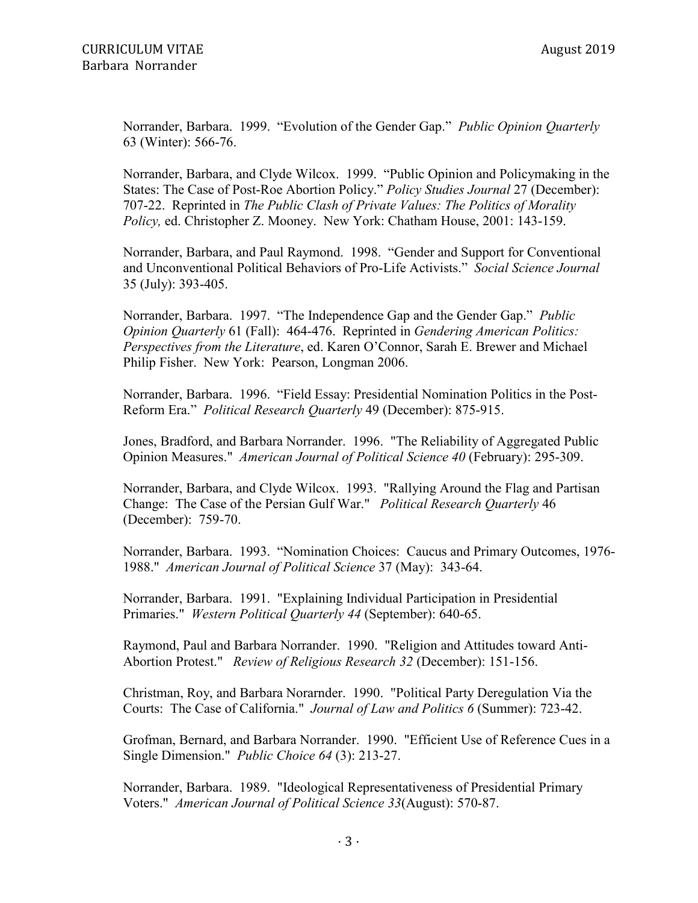Norrander, Barbara. 1999. "Evolution of the Gender Gap." *Public Opinion Quarterly* 63 (Winter): 566-76.

Norrander, Barbara, and Clyde Wilcox. 1999. "Public Opinion and Policymaking in the States: The Case of Post-Roe Abortion Policy." *Policy Studies Journal* 27 (December): 707-22. Reprinted in *The Public Clash of Private Values: The Politics of Morality Policy,* ed. Christopher Z. Mooney. New York: Chatham House, 2001: 143-159.

Norrander, Barbara, and Paul Raymond. 1998. "Gender and Support for Conventional and Unconventional Political Behaviors of Pro-Life Activists." *Social Science Journal* 35 (July): 393-405.

Norrander, Barbara. 1997. "The Independence Gap and the Gender Gap." *Public Opinion Quarterly* 61 (Fall): 464-476. Reprinted in *Gendering American Politics: Perspectives from the Literature*, ed. Karen O'Connor, Sarah E. Brewer and Michael Philip Fisher. New York: Pearson, Longman 2006.

Norrander, Barbara. 1996. "Field Essay: Presidential Nomination Politics in the Post-Reform Era." *Political Research Quarterly* 49 (December): 875-915.

Jones, Bradford, and Barbara Norrander. 1996. "The Reliability of Aggregated Public Opinion Measures." *American Journal of Political Science 40* (February): 295-309.

Norrander, Barbara, and Clyde Wilcox. 1993. "Rallying Around the Flag and Partisan Change: The Case of the Persian Gulf War." *Political Research Quarterly* 46 (December): 759-70.

Norrander, Barbara. 1993. "Nomination Choices: Caucus and Primary Outcomes, 1976-1988." *American Journal of Political Science* 37 (May): 343-64.

Norrander, Barbara. 1991. "Explaining Individual Participation in Presidential Primaries." *Western Political Quarterly 44* (September): 640-65.

Raymond, Paul and Barbara Norrander. 1990. "Religion and Attitudes toward Anti-Abortion Protest." *Review of Religious Research 32* (December): 151-156.

Christman, Roy, and Barbara Norarnder. 1990. "Political Party Deregulation Via the Courts: The Case of California." *Journal of Law and Politics 6* (Summer): 723-42.

Grofman, Bernard, and Barbara Norrander. 1990. "Efficient Use of Reference Cues in a Single Dimension." *Public Choice 64* (3): 213-27.

Norrander, Barbara. 1989. "Ideological Representativeness of Presidential Primary Voters." *American Journal of Political Science 33*(August): 570-87.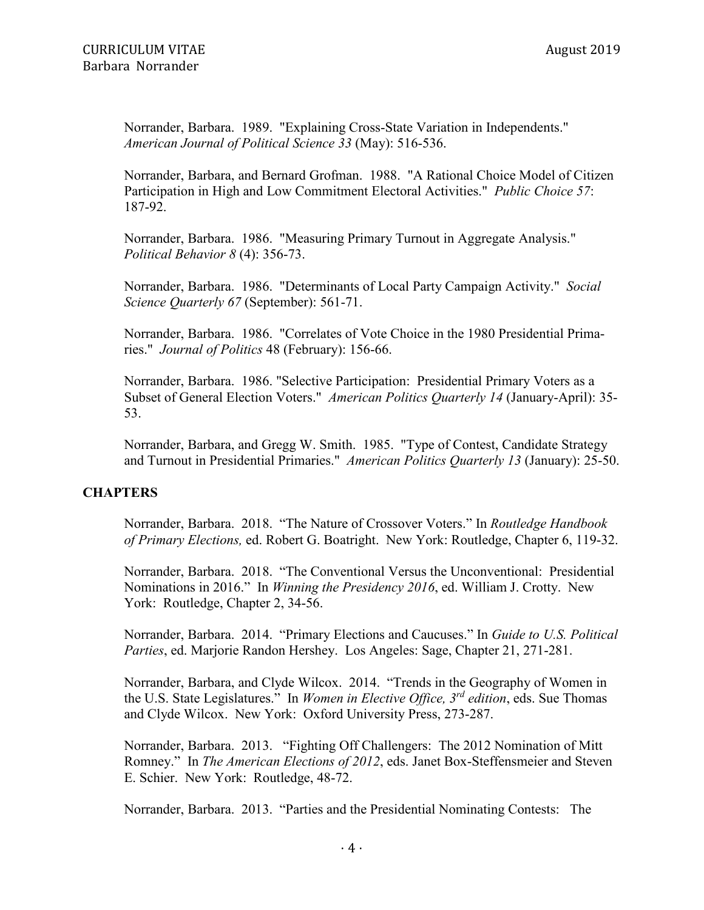Norrander, Barbara. 1989. "Explaining Cross-State Variation in Independents." *American Journal of Political Science 33* (May): 516-536.

Norrander, Barbara, and Bernard Grofman. 1988. "A Rational Choice Model of Citizen Participation in High and Low Commitment Electoral Activities." *Public Choice 57*: 187-92.

Norrander, Barbara. 1986. "Measuring Primary Turnout in Aggregate Analysis." *Political Behavior 8* (4): 356-73.

Norrander, Barbara. 1986. "Determinants of Local Party Campaign Activity." *Social Science Quarterly 67* (September): 561-71.

Norrander, Barbara. 1986. "Correlates of Vote Choice in the 1980 Presidential Primaries." *Journal of Politics* 48 (February): 156-66.

Norrander, Barbara. 1986. "Selective Participation: Presidential Primary Voters as a Subset of General Election Voters." *American Politics Quarterly 14* (January-April): 35-53.

Norrander, Barbara, and Gregg W. Smith. 1985. "Type of Contest, Candidate Strategy and Turnout in Presidential Primaries." *American Politics Quarterly 13* (January): 25-50.

## CHAPTERS

Norrander, Barbara. 2018. "The Nature of Crossover Voters." In *Routledge Handbook of Primary Elections,* ed. Robert G. Boatright. New York: Routledge, Chapter 6, 119-32.

Norrander, Barbara. 2018. "The Conventional Versus the Unconventional: Presidential Nominations in 2016." In *Winning the Presidency 2016*, ed. William J. Crotty. New York: Routledge, Chapter 2, 34-56.

Norrander, Barbara. 2014. "Primary Elections and Caucuses." In *Guide to U.S. Political Parties*, ed. Marjorie Randon Hershey. Los Angeles: Sage, Chapter 21, 271-281.

Norrander, Barbara, and Clyde Wilcox. 2014. "Trends in the Geography of Women in the U.S. State Legislatures." In *Women in Elective Office, 3rd edition*, eds. Sue Thomas and Clyde Wilcox. New York: Oxford University Press, 273-287.

Norrander, Barbara. 2013. "Fighting Off Challengers: The 2012 Nomination of Mitt Romney." In *The American Elections of 2012*, eds. Janet Box-Steffensmeier and Steven E. Schier. New York: Routledge, 48-72.

Norrander, Barbara. 2013. "Parties and the Presidential Nominating Contests: The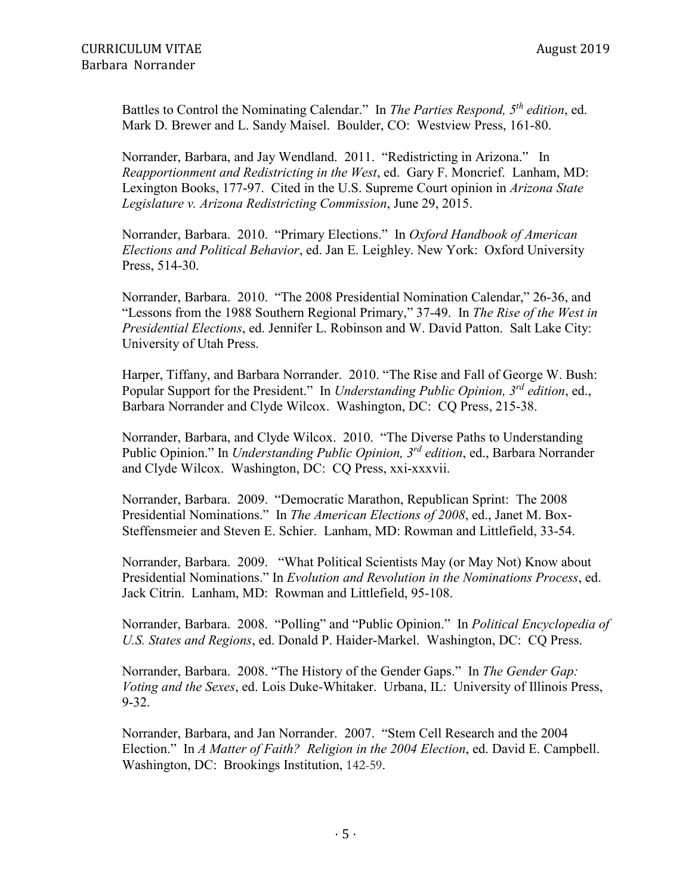Battles to Control the Nominating Calendar." In *The Parties Respond, 5th edition*, ed. Mark D. Brewer and L. Sandy Maisel. Boulder, CO: Westview Press, 161-80.

Norrander, Barbara, and Jay Wendland. 2011. "Redistricting in Arizona." In *Reapportionment and Redistricting in the West*, ed. Gary F. Moncrief. Lanham, MD: Lexington Books, 177-97. Cited in the U.S. Supreme Court opinion in *Arizona State Legislature v. Arizona Redistricting Commission*, June 29, 2015.

Norrander, Barbara. 2010. "Primary Elections." In *Oxford Handbook of American Elections and Political Behavior*, ed. Jan E. Leighley. New York: Oxford University Press, 514-30.

Norrander, Barbara. 2010. "The 2008 Presidential Nomination Calendar," 26-36, and "Lessons from the 1988 Southern Regional Primary," 37-49. In *The Rise of the West in Presidential Elections*, ed. Jennifer L. Robinson and W. David Patton. Salt Lake City: University of Utah Press.

Harper, Tiffany, and Barbara Norrander. 2010. "The Rise and Fall of George W. Bush: Popular Support for the President." In *Understanding Public Opinion, 3rd edition*, ed., Barbara Norrander and Clyde Wilcox. Washington, DC: CQ Press, 215-38.

Norrander, Barbara, and Clyde Wilcox. 2010. "The Diverse Paths to Understanding Public Opinion." In *Understanding Public Opinion, 3rd edition*, ed., Barbara Norrander and Clyde Wilcox. Washington, DC: CQ Press, xxi-xxxvii.

Norrander, Barbara. 2009. "Democratic Marathon, Republican Sprint: The 2008 Presidential Nominations." In *The American Elections of 2008*, ed., Janet M. Box-Steffensmeier and Steven E. Schier. Lanham, MD: Rowman and Littlefield, 33-54.

Norrander, Barbara. 2009. "What Political Scientists May (or May Not) Know about Presidential Nominations." In *Evolution and Revolution in the Nominations Process*, ed. Jack Citrin. Lanham, MD: Rowman and Littlefield, 95-108.

Norrander, Barbara. 2008. "Polling" and "Public Opinion." In *Political Encyclopedia of U.S. States and Regions*, ed. Donald P. Haider-Markel. Washington, DC: CQ Press.

Norrander, Barbara. 2008. "The History of the Gender Gaps." In *The Gender Gap: Voting and the Sexes*, ed. Lois Duke-Whitaker. Urbana, IL: University of Illinois Press, 9-32.

Norrander, Barbara, and Jan Norrander. 2007. "Stem Cell Research and the 2004 Election." In *A Matter of Faith? Religion in the 2004 Election*, ed. David E. Campbell. Washington, DC: Brookings Institution, 142-59.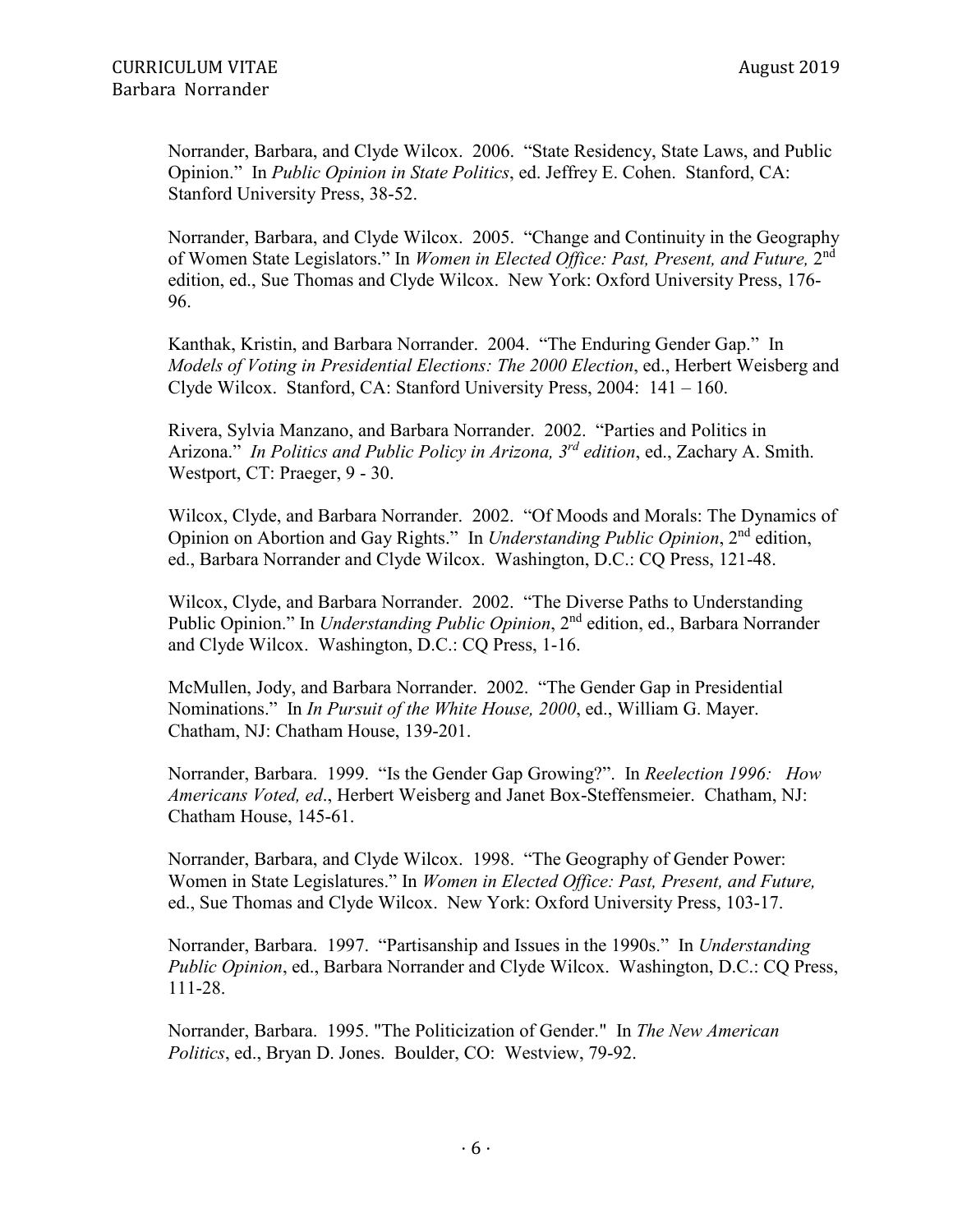Norrander, Barbara, and Clyde Wilcox. 2006. "State Residency, State Laws, and Public Opinion." In *Public Opinion in State Politics*, ed. Jeffrey E. Cohen. Stanford, CA: Stanford University Press, 38-52.

Norrander, Barbara, and Clyde Wilcox. 2005. "Change and Continuity in the Geography of Women State Legislators." In *Women in Elected Office: Past, Present, and Future,* 2nd edition, ed., Sue Thomas and Clyde Wilcox. New York: Oxford University Press, 176-96.

Kanthak, Kristin, and Barbara Norrander. 2004. "The Enduring Gender Gap." In *Models of Voting in Presidential Elections: The 2000 Election*, ed., Herbert Weisberg and Clyde Wilcox. Stanford, CA: Stanford University Press, 2004: 141 – 160.

Rivera, Sylvia Manzano, and Barbara Norrander. 2002. "Parties and Politics in Arizona." *In Politics and Public Policy in Arizona, 3rd edition*, ed., Zachary A. Smith. Westport, CT: Praeger, 9 - 30.

Wilcox, Clyde, and Barbara Norrander. 2002. "Of Moods and Morals: The Dynamics of Opinion on Abortion and Gay Rights." In *Understanding Public Opinion*, 2nd edition, ed., Barbara Norrander and Clyde Wilcox. Washington, D.C.: CQ Press, 121-48.

Wilcox, Clyde, and Barbara Norrander. 2002. "The Diverse Paths to Understanding Public Opinion." In *Understanding Public Opinion*, 2nd edition, ed., Barbara Norrander and Clyde Wilcox. Washington, D.C.: CQ Press, 1-16.

McMullen, Jody, and Barbara Norrander. 2002. "The Gender Gap in Presidential Nominations." In *In Pursuit of the White House, 2000*, ed., William G. Mayer. Chatham, NJ: Chatham House, 139-201.

Norrander, Barbara. 1999. "Is the Gender Gap Growing?". In *Reelection 1996: How Americans Voted, ed*., Herbert Weisberg and Janet Box-Steffensmeier. Chatham, NJ: Chatham House, 145-61.

Norrander, Barbara, and Clyde Wilcox. 1998. "The Geography of Gender Power: Women in State Legislatures." In *Women in Elected Office: Past, Present, and Future,* ed., Sue Thomas and Clyde Wilcox. New York: Oxford University Press, 103-17.

Norrander, Barbara. 1997. "Partisanship and Issues in the 1990s." In *Understanding Public Opinion*, ed., Barbara Norrander and Clyde Wilcox. Washington, D.C.: CQ Press, 111-28.

Norrander, Barbara. 1995. "The Politicization of Gender." In *The New American Politics*, ed., Bryan D. Jones. Boulder, CO: Westview, 79-92.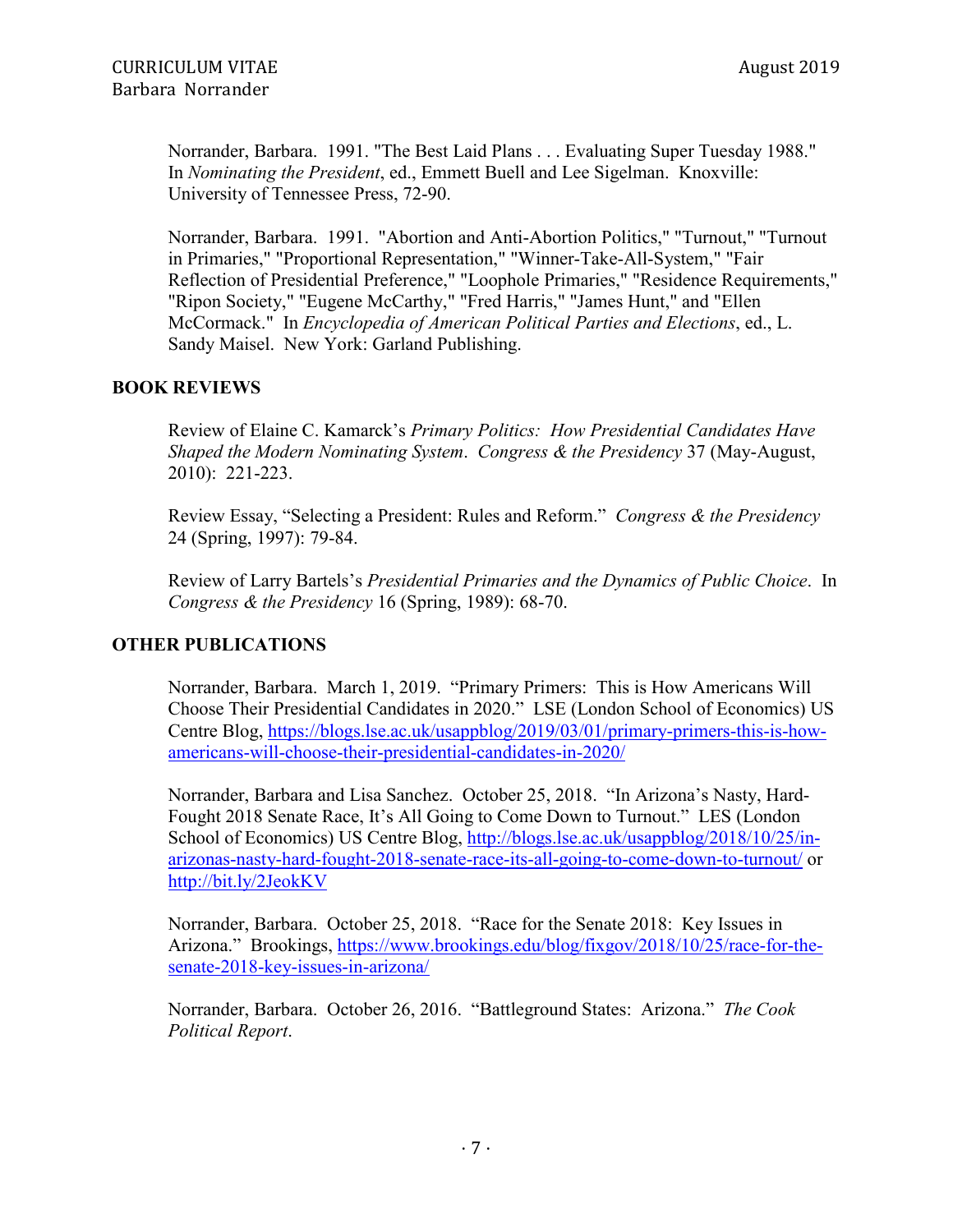Norrander, Barbara. 1991. "The Best Laid Plans . . . Evaluating Super Tuesday 1988." In *Nominating the President*, ed., Emmett Buell and Lee Sigelman. Knoxville: University of Tennessee Press, 72-90.

Norrander, Barbara. 1991. "Abortion and Anti-Abortion Politics," "Turnout," "Turnout in Primaries," "Proportional Representation," "Winner-Take-All-System," "Fair Reflection of Presidential Preference," "Loophole Primaries," "Residence Requirements," "Ripon Society," "Eugene McCarthy," "Fred Harris," "James Hunt," and "Ellen McCormack." In *Encyclopedia of American Political Parties and Elections*, ed., L. Sandy Maisel. New York: Garland Publishing.

## BOOK REVIEWS

Review of Elaine C. Kamarck's *Primary Politics: How Presidential Candidates Have Shaped the Modern Nominating System*. *Congress & the Presidency* 37 (May-August, 2010): 221-223.

Review Essay, "Selecting a President: Rules and Reform." *Congress & the Presidency* 24 (Spring, 1997): 79-84.

Review of Larry Bartels's *Presidential Primaries and the Dynamics of Public Choice*. In *Congress & the Presidency* 16 (Spring, 1989): 68-70.

## OTHER PUBLICATIONS

Norrander, Barbara. March 1, 2019. "Primary Primers: This is How Americans Will Choose Their Presidential Candidates in 2020." LSE (London School of Economics) US Centre Blog, https://blogs.lse.ac.uk/usappblog/2019/03/01/primary-primers-this-is-how-americans-will-choose-their-presidential-candidates-in-2020/

Norrander, Barbara and Lisa Sanchez. October 25, 2018. "In Arizona's Nasty, Hard-Fought 2018 Senate Race, It's All Going to Come Down to Turnout." LES (London School of Economics) US Centre Blog, http://blogs.lse.ac.uk/usappblog/2018/10/25/in-arizonas-nasty-hard-fought-2018-senate-race-its-all-going-to-come-down-to-turnout/ or http://bit.ly/2JeokKV

Norrander, Barbara. October 25, 2018. "Race for the Senate 2018: Key Issues in Arizona." Brookings, https://www.brookings.edu/blog/fixgov/2018/10/25/race-for-the-senate-2018-key-issues-in-arizona/

Norrander, Barbara. October 26, 2016. "Battleground States: Arizona." *The Cook Political Report*.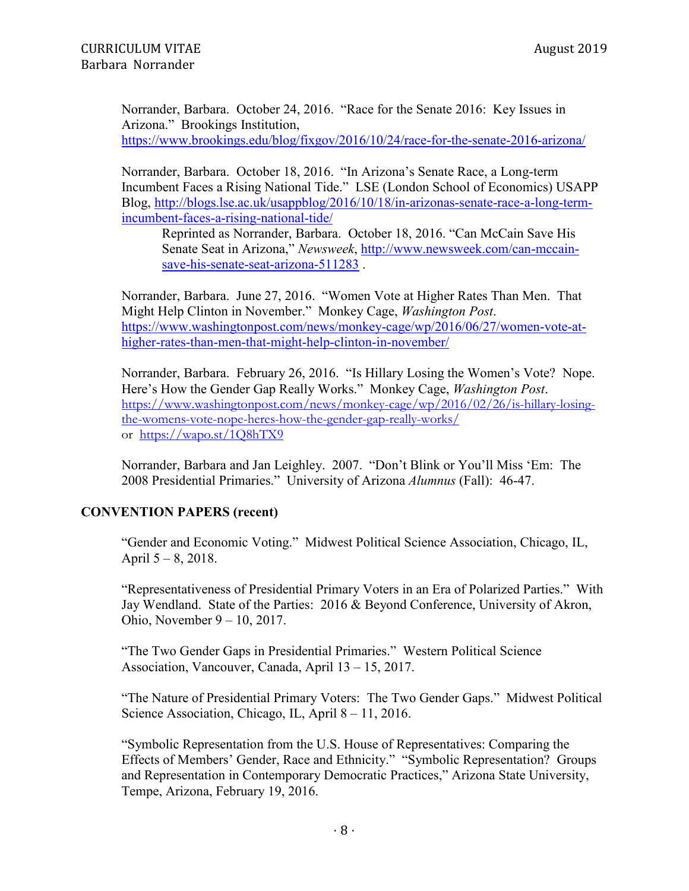Norrander, Barbara. October 24, 2016. "Race for the Senate 2016: Key Issues in Arizona." Brookings Institution, https://www.brookings.edu/blog/fixgov/2016/10/24/race-for-the-senate-2016-arizona/

Norrander, Barbara. October 18, 2016. "In Arizona's Senate Race, a Long-term Incumbent Faces a Rising National Tide." LSE (London School of Economics) USAPP Blog, http://blogs.lse.ac.uk/usappblog/2016/10/18/in-arizonas-senate-race-a-long-term-incumbent-faces-a-rising-national-tide/

> Reprinted as Norrander, Barbara. October 18, 2016. "Can McCain Save His Senate Seat in Arizona," *Newsweek*, http://www.newsweek.com/can-mccain-save-his-senate-seat-arizona-511283 .

Norrander, Barbara. June 27, 2016. "Women Vote at Higher Rates Than Men. That Might Help Clinton in November." Monkey Cage, *Washington Post*. https://www.washingtonpost.com/news/monkey-cage/wp/2016/06/27/women-vote-at-higher-rates-than-men-that-might-help-clinton-in-november/

Norrander, Barbara. February 26, 2016. "Is Hillary Losing the Women's Vote? Nope. Here's How the Gender Gap Really Works." Monkey Cage, *Washington Post*. https://www.washingtonpost.com/news/monkey-cage/wp/2016/02/26/is-hillary-losing-the-womens-vote-nope-heres-how-the-gender-gap-really-works/ or https://wapo.st/1Q8hTX9

Norrander, Barbara and Jan Leighley. 2007. "Don't Blink or You'll Miss 'Em: The 2008 Presidential Primaries." University of Arizona *Alumnus* (Fall): 46-47.

**CONVENTION PAPERS (recent)**

"Gender and Economic Voting." Midwest Political Science Association, Chicago, IL, April 5 – 8, 2018.

"Representativeness of Presidential Primary Voters in an Era of Polarized Parties." With Jay Wendland. State of the Parties: 2016 & Beyond Conference, University of Akron, Ohio, November 9 – 10, 2017.

"The Two Gender Gaps in Presidential Primaries." Western Political Science Association, Vancouver, Canada, April 13 – 15, 2017.

"The Nature of Presidential Primary Voters: The Two Gender Gaps." Midwest Political Science Association, Chicago, IL, April 8 – 11, 2016.

"Symbolic Representation from the U.S. House of Representatives: Comparing the Effects of Members' Gender, Race and Ethnicity." "Symbolic Representation? Groups and Representation in Contemporary Democratic Practices," Arizona State University, Tempe, Arizona, February 19, 2016.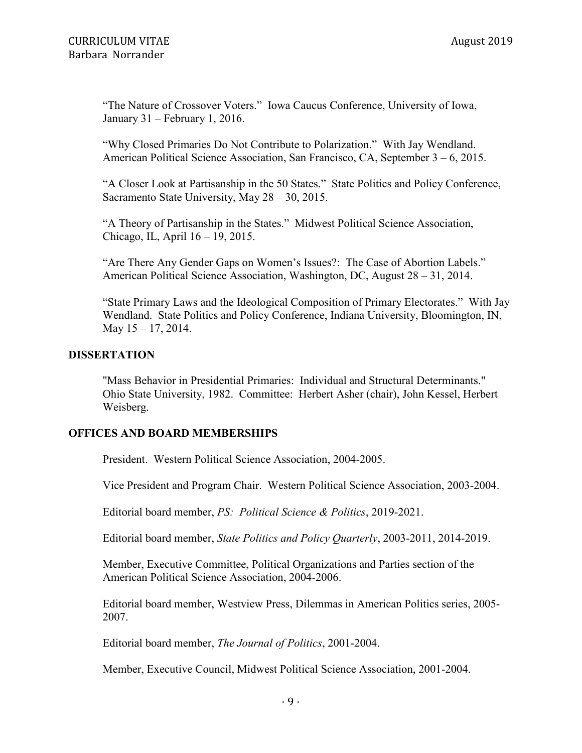"The Nature of Crossover Voters." Iowa Caucus Conference, University of Iowa, January 31 – February 1, 2016.

"Why Closed Primaries Do Not Contribute to Polarization." With Jay Wendland. American Political Science Association, San Francisco, CA, September 3 – 6, 2015.

"A Closer Look at Partisanship in the 50 States." State Politics and Policy Conference, Sacramento State University, May 28 – 30, 2015.

"A Theory of Partisanship in the States." Midwest Political Science Association, Chicago, IL, April 16 – 19, 2015.

"Are There Any Gender Gaps on Women's Issues?: The Case of Abortion Labels." American Political Science Association, Washington, DC, August 28 – 31, 2014.

"State Primary Laws and the Ideological Composition of Primary Electorates." With Jay Wendland. State Politics and Policy Conference, Indiana University, Bloomington, IN, May 15 – 17, 2014.

## DISSERTATION

"Mass Behavior in Presidential Primaries: Individual and Structural Determinants." Ohio State University, 1982. Committee: Herbert Asher (chair), John Kessel, Herbert Weisberg.

## OFFICES AND BOARD MEMBERSHIPS

President. Western Political Science Association, 2004-2005.

Vice President and Program Chair. Western Political Science Association, 2003-2004.

Editorial board member, *PS: Political Science & Politics*, 2019-2021.

Editorial board member, *State Politics and Policy Quarterly*, 2003-2011, 2014-2019.

Member, Executive Committee, Political Organizations and Parties section of the American Political Science Association, 2004-2006.

Editorial board member, Westview Press, Dilemmas in American Politics series, 2005-2007.

Editorial board member, *The Journal of Politics*, 2001-2004.

Member, Executive Council, Midwest Political Science Association, 2001-2004.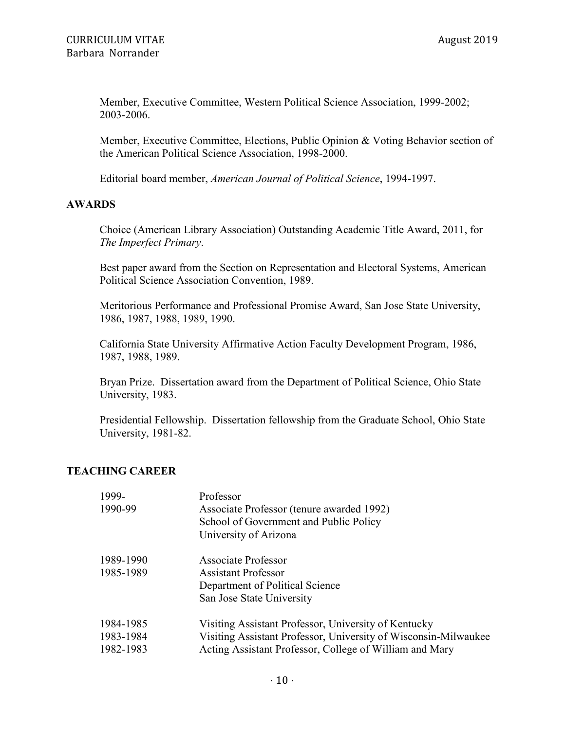Member, Executive Committee, Western Political Science Association, 1999-2002; 2003-2006.

Member, Executive Committee, Elections, Public Opinion & Voting Behavior section of the American Political Science Association, 1998-2000.

Editorial board member, *American Journal of Political Science*, 1994-1997.

## AWARDS

Choice (American Library Association) Outstanding Academic Title Award, 2011, for *The Imperfect Primary*.

Best paper award from the Section on Representation and Electoral Systems, American Political Science Association Convention, 1989.

Meritorious Performance and Professional Promise Award, San Jose State University, 1986, 1987, 1988, 1989, 1990.

California State University Affirmative Action Faculty Development Program, 1986, 1987, 1988, 1989.

Bryan Prize. Dissertation award from the Department of Political Science, Ohio State University, 1983.

Presidential Fellowship. Dissertation fellowship from the Graduate School, Ohio State University, 1981-82.

## TEACHING CAREER

| | |
|---|---|
| 1999- | Professor |
| 1990-99 | Associate Professor (tenure awarded 1992)<br>School of Government and Public Policy<br>University of Arizona |
| 1989-1990 | Associate Professor |
| 1985-1989 | Assistant Professor<br>Department of Political Science<br>San Jose State University |
| 1984-1985 | Visiting Assistant Professor, University of Kentucky |
| 1983-1984 | Visiting Assistant Professor, University of Wisconsin-Milwaukee |
| 1982-1983 | Acting Assistant Professor, College of William and Mary |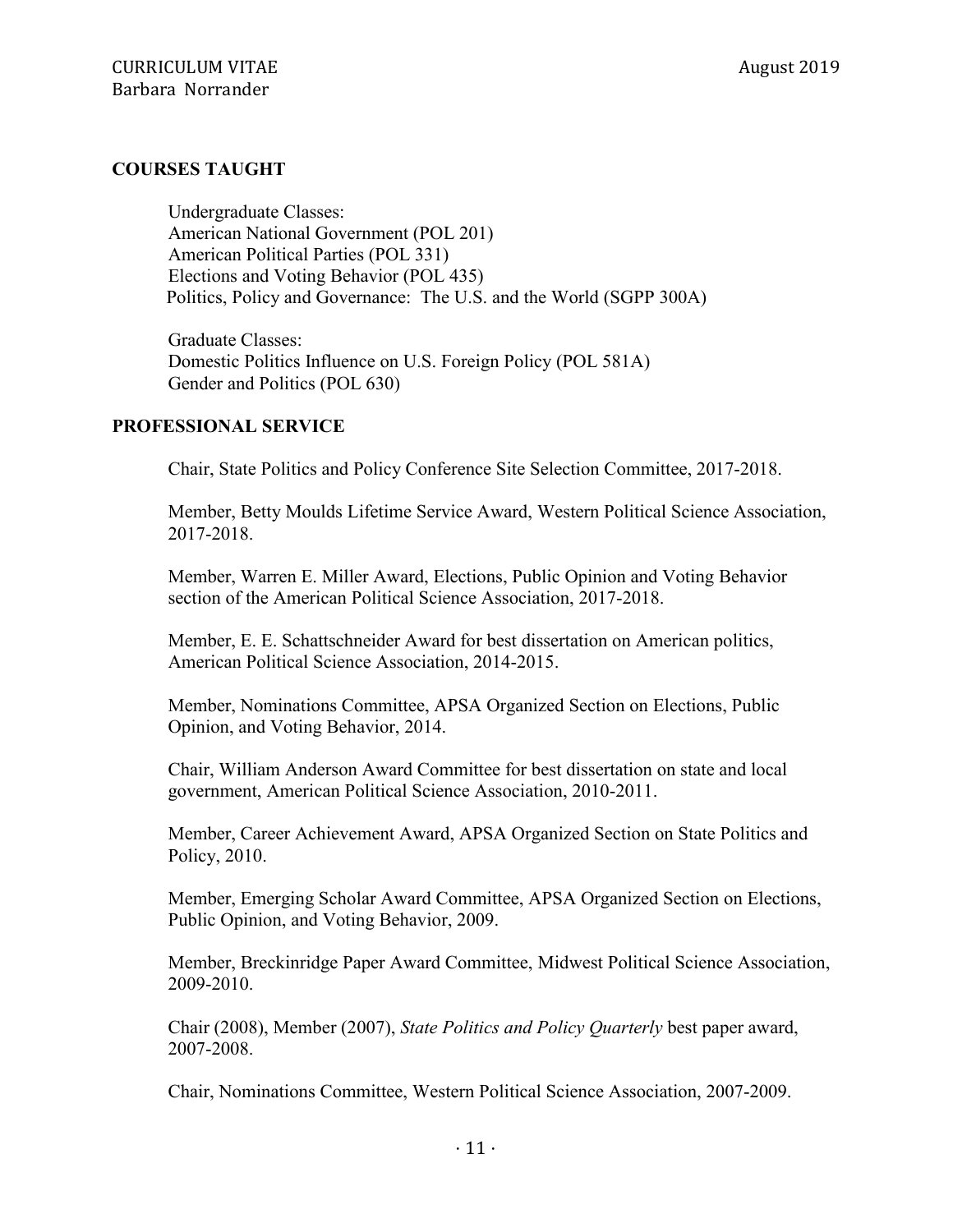## COURSES TAUGHT

Undergraduate Classes:
American National Government (POL 201)
American Political Parties (POL 331)
Elections and Voting Behavior (POL 435)
Politics, Policy and Governance: The U.S. and the World (SGPP 300A)

Graduate Classes:
Domestic Politics Influence on U.S. Foreign Policy (POL 581A)
Gender and Politics (POL 630)

## PROFESSIONAL SERVICE

Chair, State Politics and Policy Conference Site Selection Committee, 2017-2018.

Member, Betty Moulds Lifetime Service Award, Western Political Science Association, 2017-2018.

Member, Warren E. Miller Award, Elections, Public Opinion and Voting Behavior section of the American Political Science Association, 2017-2018.

Member, E. E. Schattschneider Award for best dissertation on American politics, American Political Science Association, 2014-2015.

Member, Nominations Committee, APSA Organized Section on Elections, Public Opinion, and Voting Behavior, 2014.

Chair, William Anderson Award Committee for best dissertation on state and local government, American Political Science Association, 2010-2011.

Member, Career Achievement Award, APSA Organized Section on State Politics and Policy, 2010.

Member, Emerging Scholar Award Committee, APSA Organized Section on Elections, Public Opinion, and Voting Behavior, 2009.

Member, Breckinridge Paper Award Committee, Midwest Political Science Association, 2009-2010.

Chair (2008), Member (2007), *State Politics and Policy Quarterly* best paper award, 2007-2008.

Chair, Nominations Committee, Western Political Science Association, 2007-2009.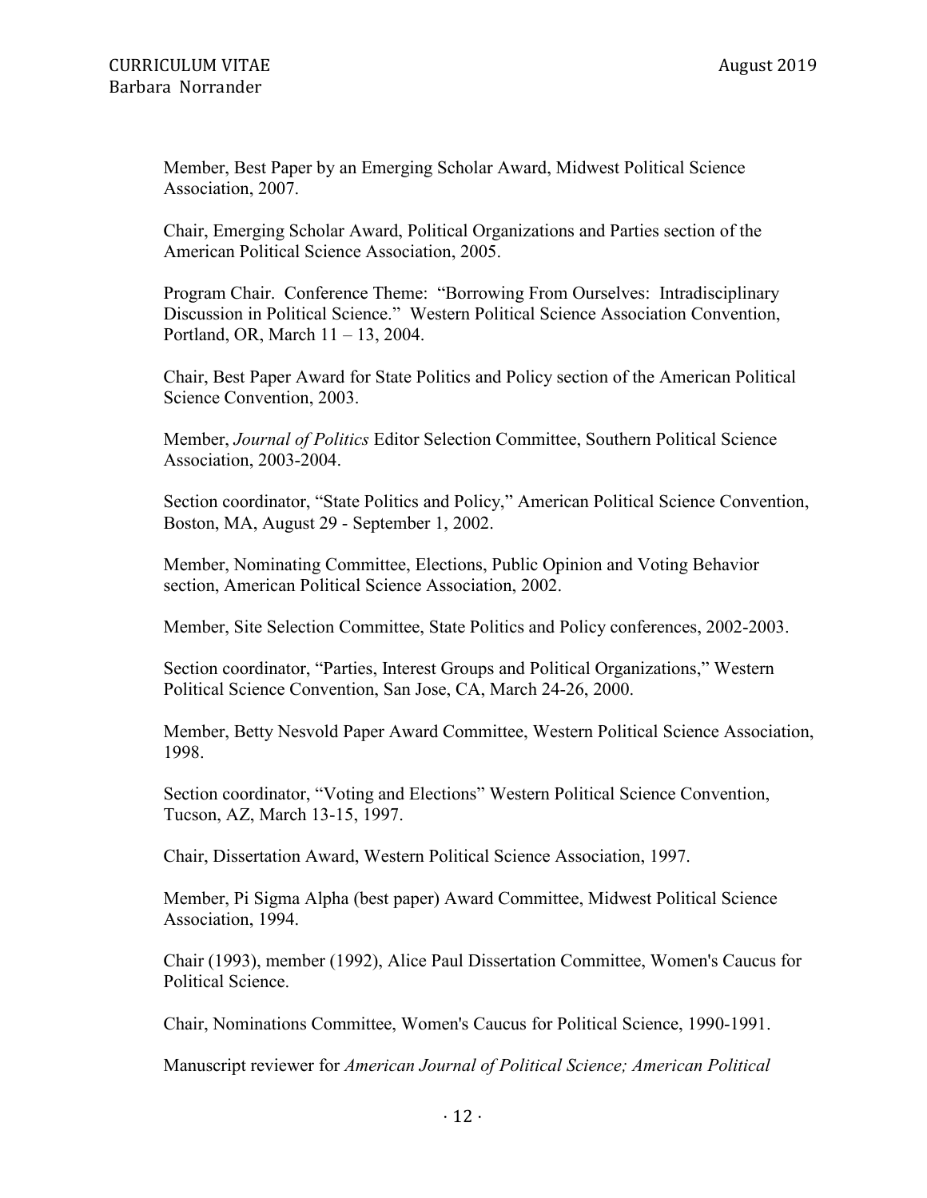Member, Best Paper by an Emerging Scholar Award, Midwest Political Science Association, 2007.

Chair, Emerging Scholar Award, Political Organizations and Parties section of the American Political Science Association, 2005.

Program Chair. Conference Theme: "Borrowing From Ourselves: Intradisciplinary Discussion in Political Science." Western Political Science Association Convention, Portland, OR, March 11 – 13, 2004.

Chair, Best Paper Award for State Politics and Policy section of the American Political Science Convention, 2003.

Member, *Journal of Politics* Editor Selection Committee, Southern Political Science Association, 2003-2004.

Section coordinator, "State Politics and Policy," American Political Science Convention, Boston, MA, August 29 - September 1, 2002.

Member, Nominating Committee, Elections, Public Opinion and Voting Behavior section, American Political Science Association, 2002.

Member, Site Selection Committee, State Politics and Policy conferences, 2002-2003.

Section coordinator, "Parties, Interest Groups and Political Organizations," Western Political Science Convention, San Jose, CA, March 24-26, 2000.

Member, Betty Nesvold Paper Award Committee, Western Political Science Association, 1998.

Section coordinator, "Voting and Elections" Western Political Science Convention, Tucson, AZ, March 13-15, 1997.

Chair, Dissertation Award, Western Political Science Association, 1997.

Member, Pi Sigma Alpha (best paper) Award Committee, Midwest Political Science Association, 1994.

Chair (1993), member (1992), Alice Paul Dissertation Committee, Women's Caucus for Political Science.

Chair, Nominations Committee, Women's Caucus for Political Science, 1990-1991.

Manuscript reviewer for *American Journal of Political Science; American Political*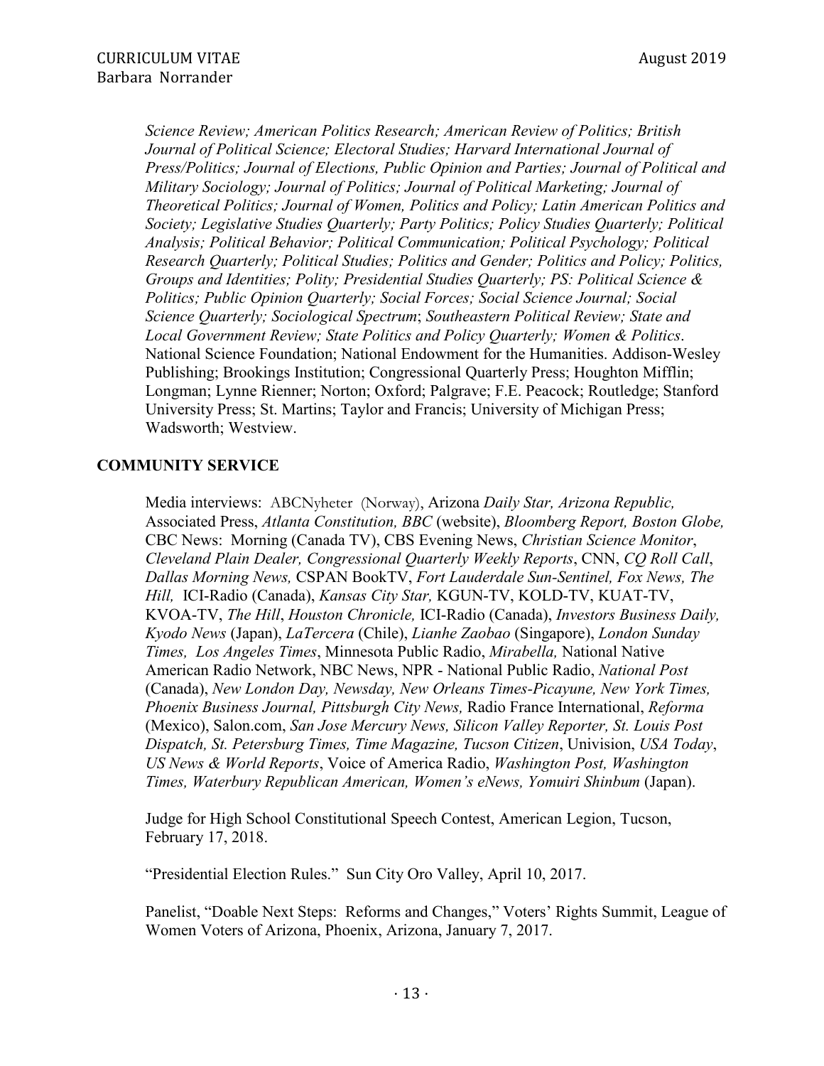*Science Review; American Politics Research; American Review of Politics; British Journal of Political Science; Electoral Studies; Harvard International Journal of Press/Politics; Journal of Elections, Public Opinion and Parties; Journal of Political and Military Sociology; Journal of Politics; Journal of Political Marketing; Journal of Theoretical Politics; Journal of Women, Politics and Policy; Latin American Politics and Society; Legislative Studies Quarterly; Party Politics; Policy Studies Quarterly; Political Analysis; Political Behavior; Political Communication; Political Psychology; Political Research Quarterly; Political Studies; Politics and Gender; Politics and Policy; Politics, Groups and Identities; Polity; Presidential Studies Quarterly; PS: Political Science & Politics; Public Opinion Quarterly; Social Forces; Social Science Journal; Social Science Quarterly; Sociological Spectrum*; *Southeastern Political Review; State and Local Government Review; State Politics and Policy Quarterly; Women & Politics*. National Science Foundation; National Endowment for the Humanities. Addison-Wesley Publishing; Brookings Institution; Congressional Quarterly Press; Houghton Mifflin; Longman; Lynne Rienner; Norton; Oxford; Palgrave; F.E. Peacock; Routledge; Stanford University Press; St. Martins; Taylor and Francis; University of Michigan Press; Wadsworth; Westview.

## COMMUNITY SERVICE

Media interviews: ABCNyheter (Norway), Arizona *Daily Star, Arizona Republic,* Associated Press, *Atlanta Constitution, BBC* (website), *Bloomberg Report, Boston Globe,* CBC News: Morning (Canada TV), CBS Evening News, *Christian Science Monitor*, *Cleveland Plain Dealer, Congressional Quarterly Weekly Reports*, CNN, *CQ Roll Call*, *Dallas Morning News,* CSPAN BookTV, *Fort Lauderdale Sun-Sentinel, Fox News, The Hill,* ICI-Radio (Canada), *Kansas City Star,* KGUN-TV, KOLD-TV, KUAT-TV, KVOA-TV, *The Hill*, *Houston Chronicle,* ICI-Radio (Canada), *Investors Business Daily, Kyodo News* (Japan), *LaTercera* (Chile), *Lianhe Zaobao* (Singapore), *London Sunday Times, Los Angeles Times*, Minnesota Public Radio, *Mirabella,* National Native American Radio Network, NBC News, NPR - National Public Radio, *National Post* (Canada), *New London Day, Newsday, New Orleans Times-Picayune, New York Times, Phoenix Business Journal, Pittsburgh City News,* Radio France International, *Reforma* (Mexico), Salon.com, *San Jose Mercury News, Silicon Valley Reporter, St. Louis Post Dispatch, St. Petersburg Times, Time Magazine, Tucson Citizen*, Univision, *USA Today*, *US News & World Reports*, Voice of America Radio, *Washington Post, Washington Times, Waterbury Republican American, Women's eNews, Yomuiri Shinbum* (Japan).

Judge for High School Constitutional Speech Contest, American Legion, Tucson, February 17, 2018.

"Presidential Election Rules." Sun City Oro Valley, April 10, 2017.

Panelist, "Doable Next Steps: Reforms and Changes," Voters' Rights Summit, League of Women Voters of Arizona, Phoenix, Arizona, January 7, 2017.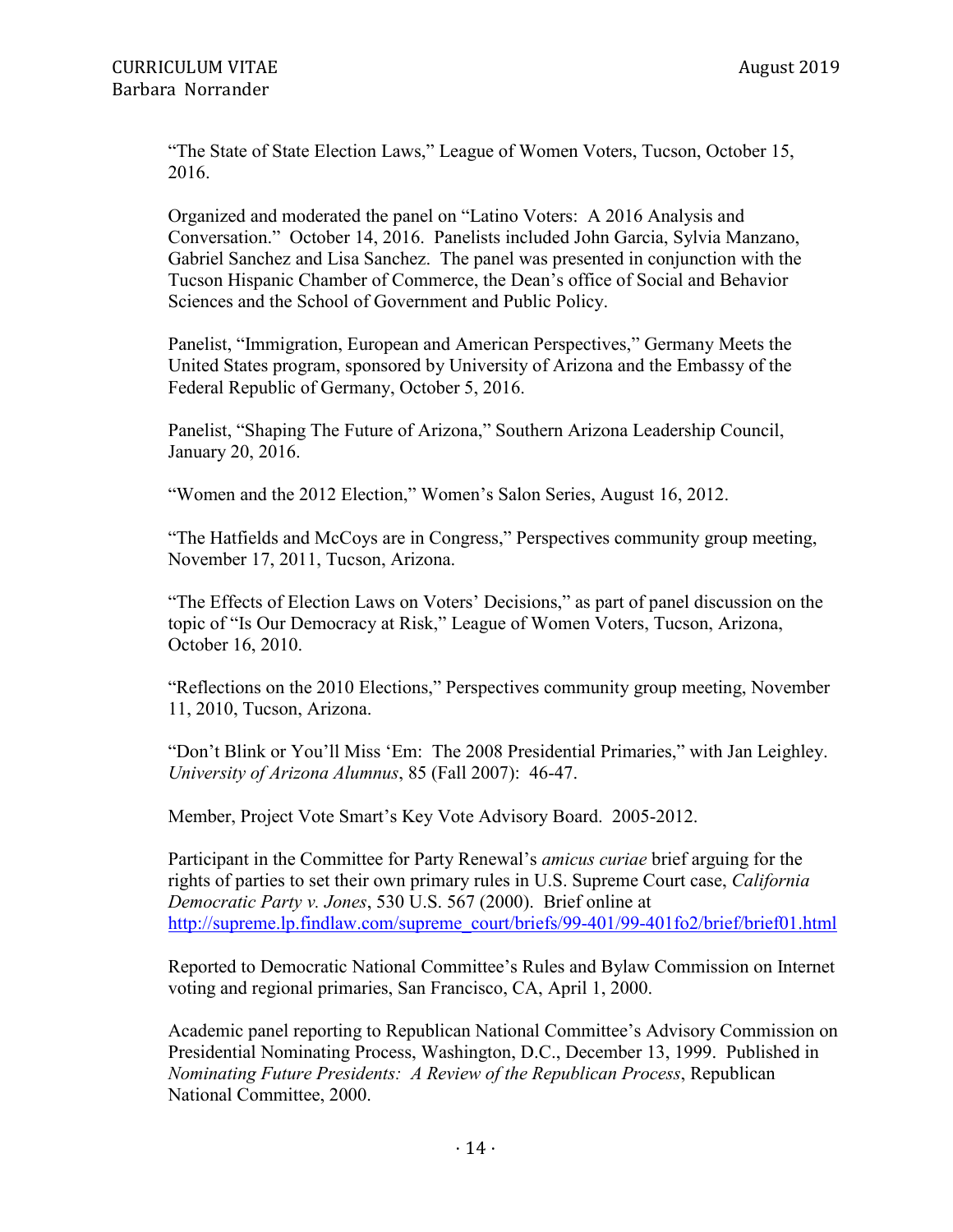"The State of State Election Laws," League of Women Voters, Tucson, October 15, 2016.

Organized and moderated the panel on "Latino Voters: A 2016 Analysis and Conversation." October 14, 2016. Panelists included John Garcia, Sylvia Manzano, Gabriel Sanchez and Lisa Sanchez. The panel was presented in conjunction with the Tucson Hispanic Chamber of Commerce, the Dean's office of Social and Behavior Sciences and the School of Government and Public Policy.

Panelist, "Immigration, European and American Perspectives," Germany Meets the United States program, sponsored by University of Arizona and the Embassy of the Federal Republic of Germany, October 5, 2016.

Panelist, "Shaping The Future of Arizona," Southern Arizona Leadership Council, January 20, 2016.

"Women and the 2012 Election," Women's Salon Series, August 16, 2012.

"The Hatfields and McCoys are in Congress," Perspectives community group meeting, November 17, 2011, Tucson, Arizona.

"The Effects of Election Laws on Voters' Decisions," as part of panel discussion on the topic of "Is Our Democracy at Risk," League of Women Voters, Tucson, Arizona, October 16, 2010.

"Reflections on the 2010 Elections," Perspectives community group meeting, November 11, 2010, Tucson, Arizona.

"Don't Blink or You'll Miss 'Em: The 2008 Presidential Primaries," with Jan Leighley. *University of Arizona Alumnus*, 85 (Fall 2007): 46-47.

Member, Project Vote Smart's Key Vote Advisory Board. 2005-2012.

Participant in the Committee for Party Renewal's *amicus curiae* brief arguing for the rights of parties to set their own primary rules in U.S. Supreme Court case, *California Democratic Party v. Jones*, 530 U.S. 567 (2000). Brief online at http://supreme.lp.findlaw.com/supreme_court/briefs/99-401/99-401fo2/brief/brief01.html

Reported to Democratic National Committee's Rules and Bylaw Commission on Internet voting and regional primaries, San Francisco, CA, April 1, 2000.

Academic panel reporting to Republican National Committee's Advisory Commission on Presidential Nominating Process, Washington, D.C., December 13, 1999. Published in *Nominating Future Presidents: A Review of the Republican Process*, Republican National Committee, 2000.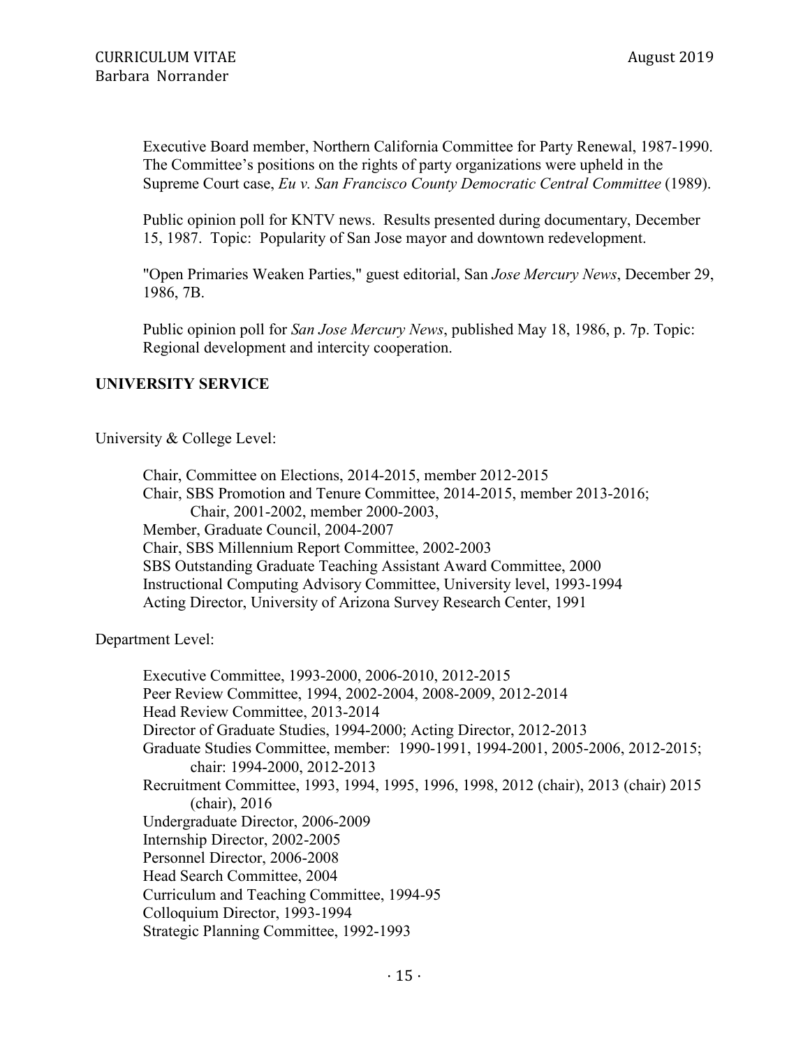Executive Board member, Northern California Committee for Party Renewal, 1987-1990. The Committee's positions on the rights of party organizations were upheld in the Supreme Court case, *Eu v. San Francisco County Democratic Central Committee* (1989).

Public opinion poll for KNTV news. Results presented during documentary, December 15, 1987. Topic: Popularity of San Jose mayor and downtown redevelopment.

"Open Primaries Weaken Parties," guest editorial, San *Jose Mercury News*, December 29, 1986, 7B.

Public opinion poll for *San Jose Mercury News*, published May 18, 1986, p. 7p. Topic: Regional development and intercity cooperation.

## UNIVERSITY SERVICE

University & College Level:

Chair, Committee on Elections, 2014-2015, member 2012-2015
Chair, SBS Promotion and Tenure Committee, 2014-2015, member 2013-2016;
    Chair, 2001-2002, member 2000-2003,
Member, Graduate Council, 2004-2007
Chair, SBS Millennium Report Committee, 2002-2003
SBS Outstanding Graduate Teaching Assistant Award Committee, 2000
Instructional Computing Advisory Committee, University level, 1993-1994
Acting Director, University of Arizona Survey Research Center, 1991

Department Level:

Executive Committee, 1993-2000, 2006-2010, 2012-2015
Peer Review Committee, 1994, 2002-2004, 2008-2009, 2012-2014
Head Review Committee, 2013-2014
Director of Graduate Studies, 1994-2000; Acting Director, 2012-2013
Graduate Studies Committee, member: 1990-1991, 1994-2001, 2005-2006, 2012-2015;
    chair: 1994-2000, 2012-2013
Recruitment Committee, 1993, 1994, 1995, 1996, 1998, 2012 (chair), 2013 (chair) 2015
    (chair), 2016
Undergraduate Director, 2006-2009
Internship Director, 2002-2005
Personnel Director, 2006-2008
Head Search Committee, 2004
Curriculum and Teaching Committee, 1994-95
Colloquium Director, 1993-1994
Strategic Planning Committee, 1992-1993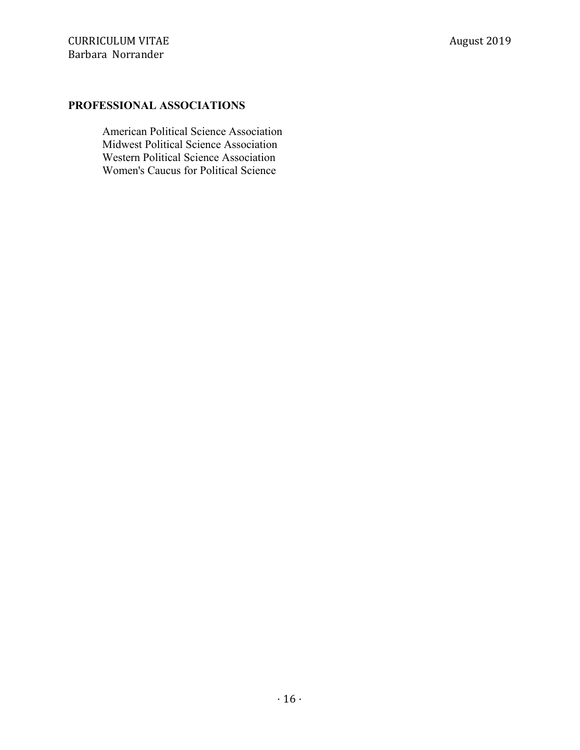## PROFESSIONAL ASSOCIATIONS

American Political Science Association
Midwest Political Science Association
Western Political Science Association
Women's Caucus for Political Science